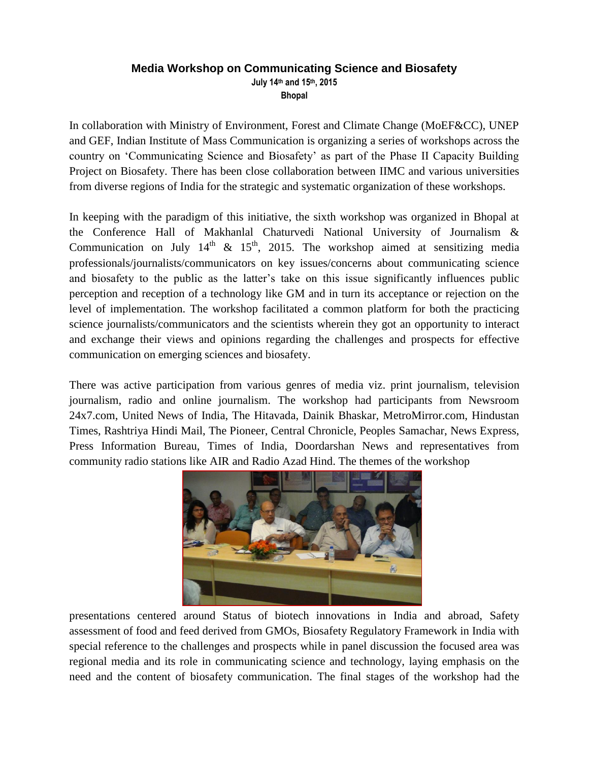# Media Workshop on Communicating Science and Biosafety

**July 14th and 15th, 2015**

**Bhopal**

In collaboration with Ministry of Environment, Forest and Climate Change (MoEF&CC), UNEP and GEF, Indian Institute of Mass Communication is organizing a series of workshops across the country on 'Communicating Science and Biosafety' as part of the Phase II Capacity Building Project on Biosafety. There has been close collaboration between IIMC and various universities from diverse regions of India for the strategic and systematic organization of these workshops.

In keeping with the paradigm of this initiative, the sixth workshop was organized in Bhopal at the Conference Hall of Makhanlal Chaturvedi National University of Journalism & Communication on July 14th & 15th, 2015. The workshop aimed at sensitizing media professionals/journalists/communicators on key issues/concerns about communicating science and biosafety to the public as the latter's take on this issue significantly influences public perception and reception of a technology like GM and in turn its acceptance or rejection on the level of implementation. The workshop facilitated a common platform for both the practicing science journalists/communicators and the scientists wherein they got an opportunity to interact and exchange their views and opinions regarding the challenges and prospects for effective communication on emerging sciences and biosafety.

There was active participation from various genres of media viz. print journalism, television journalism, radio and online journalism. The workshop had participants from Newsroom 24x7.com, United News of India, The Hitavada, Dainik Bhaskar, MetroMirror.com, Hindustan Times, Rashtriya Hindi Mail, The Pioneer, Central Chronicle, Peoples Samachar, News Express, Press Information Bureau, Times of India, Doordarshan News and representatives from community radio stations like AIR and Radio Azad Hind. The themes of the workshop presentations centered around Status of biotech innovations in India and abroad, Safety assessment of food and feed derived from GMOs, Biosafety Regulatory Framework in India with special reference to the challenges and prospects while in panel discussion the focused area was regional media and its role in communicating science and technology, laying emphasis on the need and the content of biosafety communication. The final stages of the workshop had the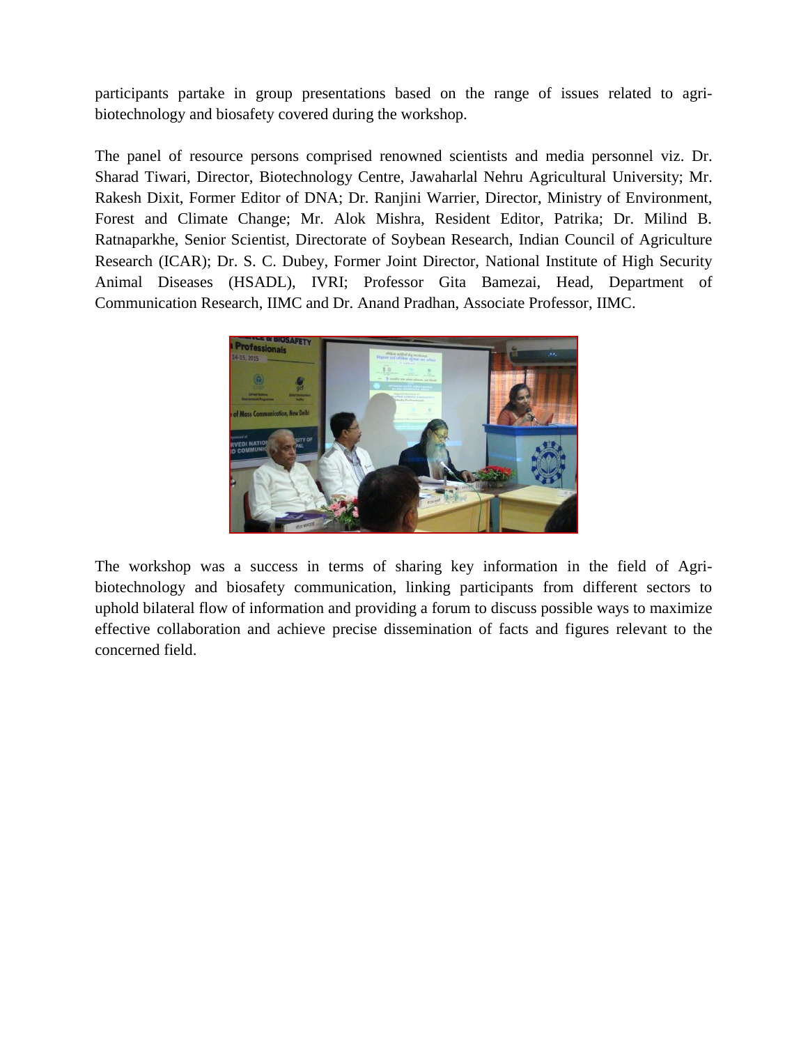participants partake in group presentations based on the range of issues related to agri-biotechnology and biosafety covered during the workshop.

The panel of resource persons comprised renowned scientists and media personnel viz. Dr. Sharad Tiwari, Director, Biotechnology Centre, Jawaharlal Nehru Agricultural University; Mr. Rakesh Dixit, Former Editor of DNA; Dr. Ranjini Warrier, Director, Ministry of Environment, Forest and Climate Change; Mr. Alok Mishra, Resident Editor, Patrika; Dr. Milind B. Ratnaparkhe, Senior Scientist, Directorate of Soybean Research, Indian Council of Agriculture Research (ICAR); Dr. S. C. Dubey, Former Joint Director, National Institute of High Security Animal Diseases (HSADL), IVRI; Professor Gita Bamezai, Head, Department of Communication Research, IIMC and Dr. Anand Pradhan, Associate Professor, IIMC.

The workshop was a success in terms of sharing key information in the field of Agri-biotechnology and biosafety communication, linking participants from different sectors to uphold bilateral flow of information and providing a forum to discuss possible ways to maximize effective collaboration and achieve precise dissemination of facts and figures relevant to the concerned field.